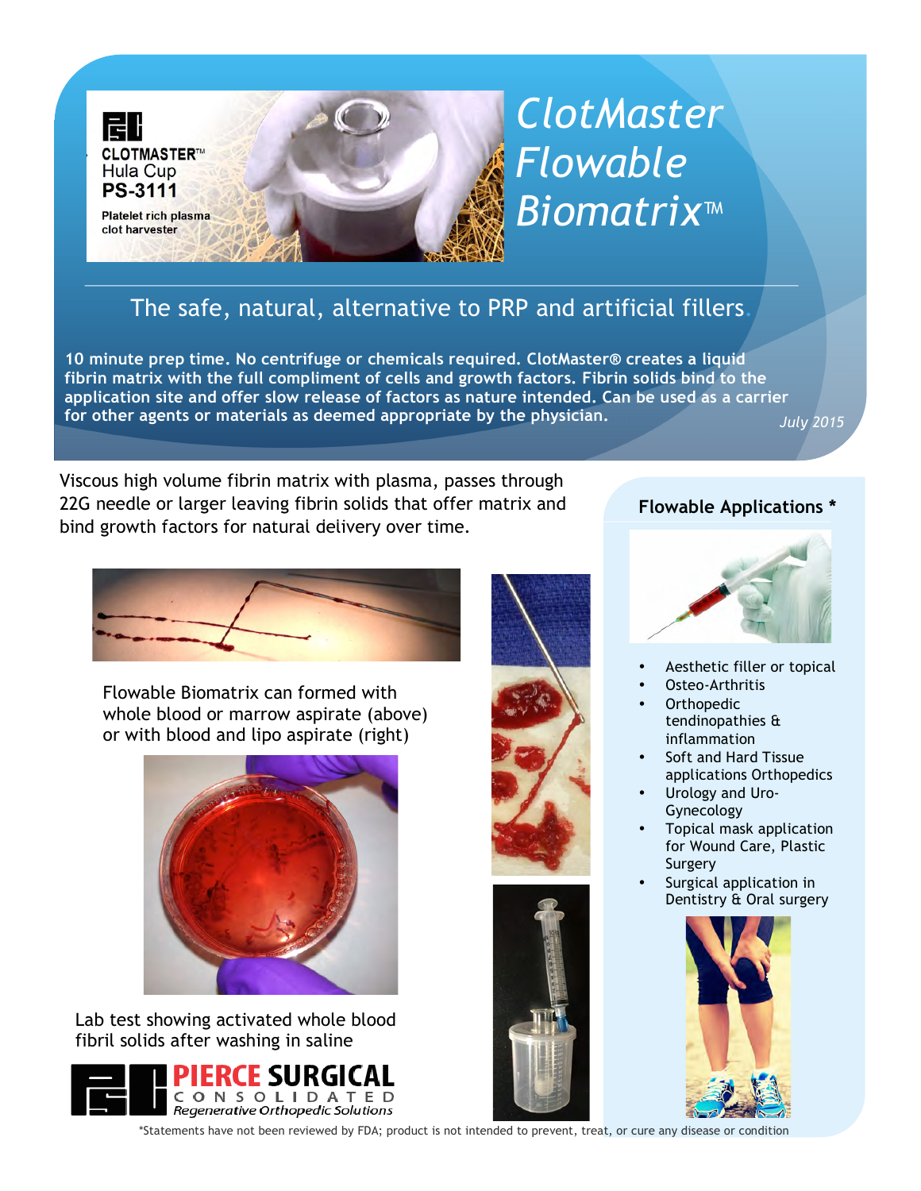# ClotMaster Flowable Biomatrix™

CLOTMASTER™
Hula Cup
**PS-3111**

Platelet rich plasma clot harvester

## The safe, natural, alternative to PRP and artificial fillers.

**10 minute prep time. No centrifuge or chemicals required. ClotMaster® creates a liquid fibrin matrix with the full compliment of cells and growth factors. Fibrin solids bind to the application site and offer slow release of factors as nature intended. Can be used as a carrier for other agents or materials as deemed appropriate by the physician.**

*July 2015*

Viscous high volume fibrin matrix with plasma, passes through 22G needle or larger leaving fibrin solids that offer matrix and bind growth factors for natural delivery over time.

Flowable Biomatrix can formed with whole blood or marrow aspirate (above) or with blood and lipo aspirate (right)

Lab test showing activated whole blood fibril solids after washing in saline

### Flowable Applications *

- Aesthetic filler or topical
- Osteo-Arthritis
- Orthopedic tendinopathies & inflammation
- Soft and Hard Tissue applications Orthopedics
- Urology and Uro-Gynecology
- Topical mask application for Wound Care, Plastic Surgery
- Surgical application in Dentistry & Oral surgery

**PIERCE SURGICAL**
CONSOLIDATED
*Regenerative Orthopedic Solutions*

*Statements have not been reviewed by FDA; product is not intended to prevent, treat, or cure any disease or condition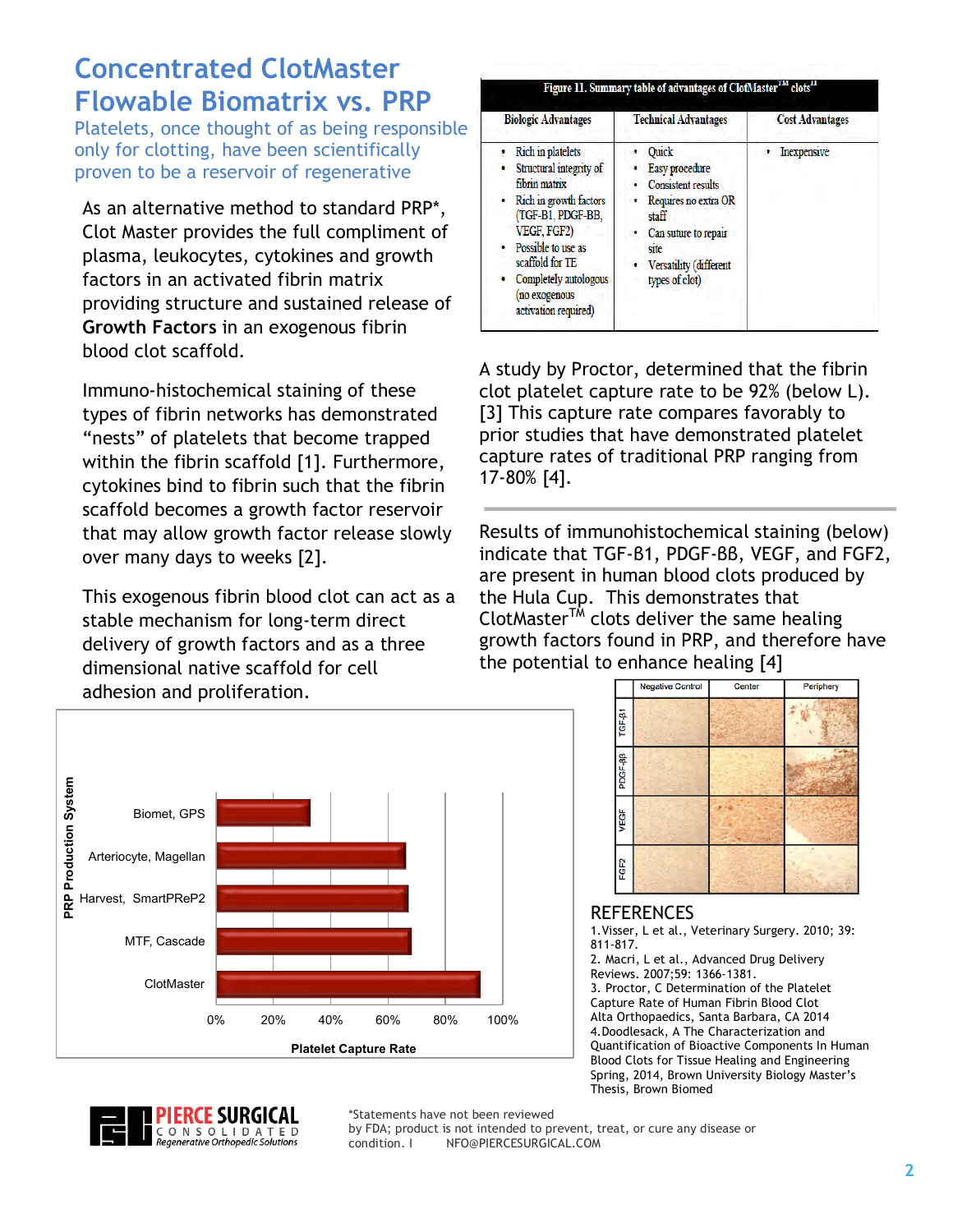# Concentrated ClotMaster Flowable Biomatrix vs. PRP

Platelets, once thought of as being responsible only for clotting, have been scientifically proven to be a reservoir of regenerative

As an alternative method to standard PRP*, Clot Master provides the full compliment of plasma, leukocytes, cytokines and growth factors in an activated fibrin matrix providing structure and sustained release of **Growth Factors** in an exogenous fibrin blood clot scaffold.

Immuno-histochemical staining of these types of fibrin networks has demonstrated "nests" of platelets that become trapped within the fibrin scaffold [1]. Furthermore, cytokines bind to fibrin such that the fibrin scaffold becomes a growth factor reservoir that may allow growth factor release slowly over many days to weeks [2].

This exogenous fibrin blood clot can act as a stable mechanism for long-term direct delivery of growth factors and as a three dimensional native scaffold for cell adhesion and proliferation.

Figure 11. Summary table of advantages of ClotMaster™ clots[11]

| Biologic Advantages | Technical Advantages | Cost Advantages |
|---|---|---|
| • Rich in platelets<br>• Structural integrity of fibrin matrix<br>• Rich in growth factors (TGF-B1, PDGF-BB, VEGF, FGF2)<br>• Possible to use as scaffold for TE<br>• Completely autologous (no exogenous activation required) | • Quick<br>• Easy procedure<br>• Consistent results<br>• Requires no extra OR staff<br>• Can suture to repair site<br>• Versatility (different types of clot) | • Inexpensive |

A study by Proctor, determined that the fibrin clot platelet capture rate to be 92% (below L). [3] This capture rate compares favorably to prior studies that have demonstrated platelet capture rates of traditional PRP ranging from 17-80% [4].

Results of immunohistochemical staining (below) indicate that TGF-β1, PDGF-ββ, VEGF, and FGF2, are present in human blood clots produced by the Hula Cup. This demonstrates that ClotMaster™ clots deliver the same healing growth factors found in PRP, and therefore have the potential to enhance healing [4]

PRP Production System
Biomet, GPS
Arteriocyte, Magellan
Harvest, SmartPReP2
MTF, Cascade
ClotMaster
0% 20% 40% 60% 80% 100%
Platelet Capture Rate

Negative Control | Center | Periphery
TGF-β1
PDGF-ββ
VEGF
FGF2

## REFERENCES

1. Visser, L et al., Veterinary Surgery. 2010; 39: 811-817.
2. Macri, L et al., Advanced Drug Delivery Reviews. 2007;59: 1366-1381.
3. Proctor, C Determination of the Platelet Capture Rate of Human Fibrin Blood Clot Alta Orthopaedics, Santa Barbara, CA 2014
4. Doodlesack, A The Characterization and Quantification of Bioactive Components In Human Blood Clots for Tissue Healing and Engineering Spring, 2014, Brown University Biology Master's Thesis, Brown Biomed

PIERCE SURGICAL CONSOLIDATED Regenerative Orthopedic Solutions

*Statements have not been reviewed by FDA; product is not intended to prevent, treat, or cure any disease or condition. I NFO@PIERCESURGICAL.COM